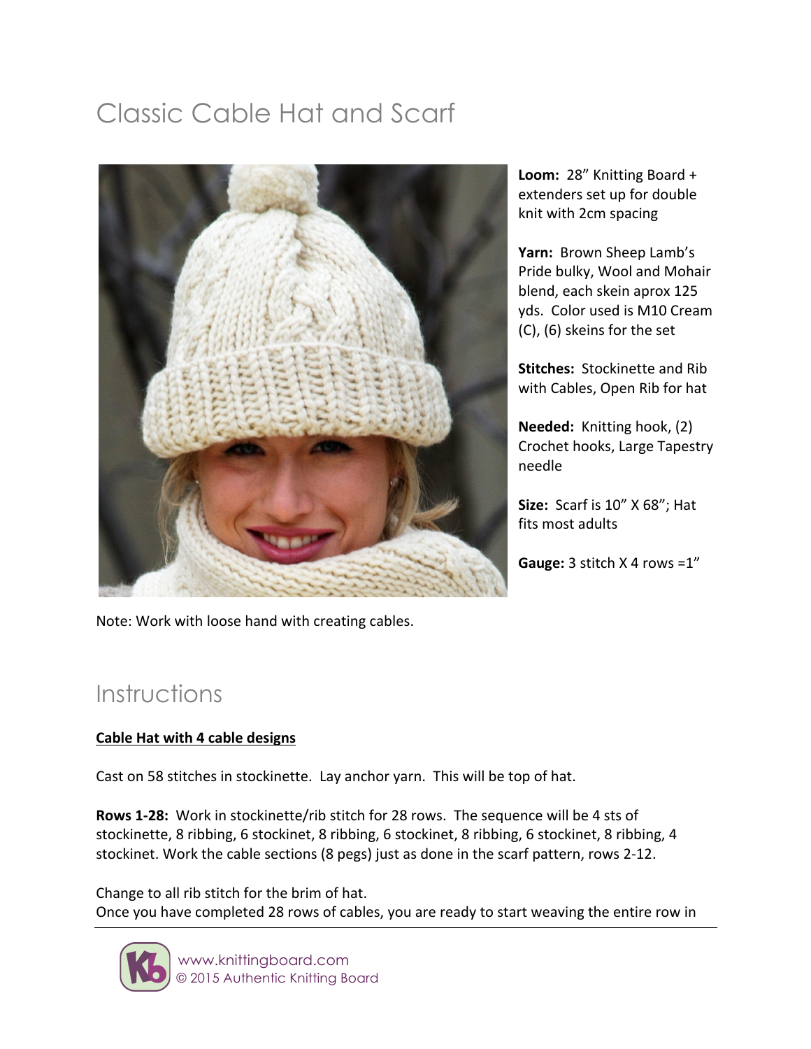# Classic Cable Hat and Scarf

**Loom:** 28" Knitting Board + extenders set up for double knit with 2cm spacing

**Yarn:** Brown Sheep Lamb's Pride bulky, Wool and Mohair blend, each skein aprox 125 yds. Color used is M10 Cream (C), (6) skeins for the set

**Stitches:** Stockinette and Rib with Cables, Open Rib for hat

**Needed:** Knitting hook, (2) Crochet hooks, Large Tapestry needle

**Size:** Scarf is 10" X 68"; Hat fits most adults

**Gauge:** 3 stitch X 4 rows =1"

Note: Work with loose hand with creating cables.

## Instructions

**Cable Hat with 4 cable designs**

Cast on 58 stitches in stockinette. Lay anchor yarn. This will be top of hat.

**Rows 1-28:** Work in stockinette/rib stitch for 28 rows. The sequence will be 4 sts of stockinette, 8 ribbing, 6 stockinet, 8 ribbing, 6 stockinet, 8 ribbing, 6 stockinet, 8 ribbing, 4 stockinet. Work the cable sections (8 pegs) just as done in the scarf pattern, rows 2-12.

Change to all rib stitch for the brim of hat.
Once you have completed 28 rows of cables, you are ready to start weaving the entire row in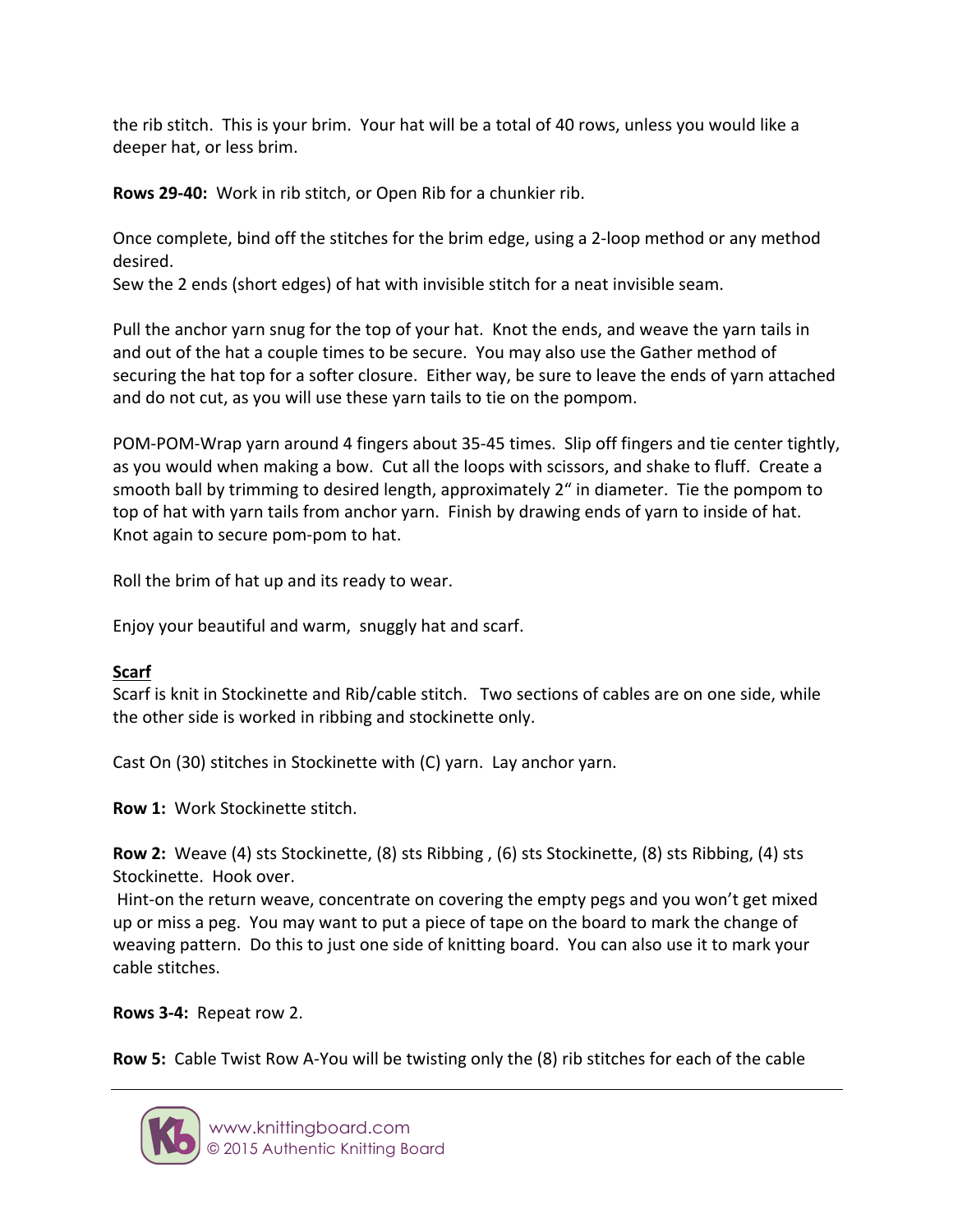the rib stitch. This is your brim. Your hat will be a total of 40 rows, unless you would like a deeper hat, or less brim.

**Rows 29-40:** Work in rib stitch, or Open Rib for a chunkier rib.

Once complete, bind off the stitches for the brim edge, using a 2-loop method or any method desired.
Sew the 2 ends (short edges) of hat with invisible stitch for a neat invisible seam.

Pull the anchor yarn snug for the top of your hat. Knot the ends, and weave the yarn tails in and out of the hat a couple times to be secure. You may also use the Gather method of securing the hat top for a softer closure. Either way, be sure to leave the ends of yarn attached and do not cut, as you will use these yarn tails to tie on the pompom.

POM-POM-Wrap yarn around 4 fingers about 35-45 times. Slip off fingers and tie center tightly, as you would when making a bow. Cut all the loops with scissors, and shake to fluff. Create a smooth ball by trimming to desired length, approximately 2" in diameter. Tie the pompom to top of hat with yarn tails from anchor yarn. Finish by drawing ends of yarn to inside of hat. Knot again to secure pom-pom to hat.

Roll the brim of hat up and its ready to wear.

Enjoy your beautiful and warm, snuggly hat and scarf.

## Scarf

Scarf is knit in Stockinette and Rib/cable stitch. Two sections of cables are on one side, while the other side is worked in ribbing and stockinette only.

Cast On (30) stitches in Stockinette with (C) yarn. Lay anchor yarn.

**Row 1:** Work Stockinette stitch.

**Row 2:** Weave (4) sts Stockinette, (8) sts Ribbing , (6) sts Stockinette, (8) sts Ribbing, (4) sts Stockinette. Hook over.
Hint-on the return weave, concentrate on covering the empty pegs and you won't get mixed up or miss a peg. You may want to put a piece of tape on the board to mark the change of weaving pattern. Do this to just one side of knitting board. You can also use it to mark your cable stitches.

**Rows 3-4:** Repeat row 2.

**Row 5:** Cable Twist Row A-You will be twisting only the (8) rib stitches for each of the cable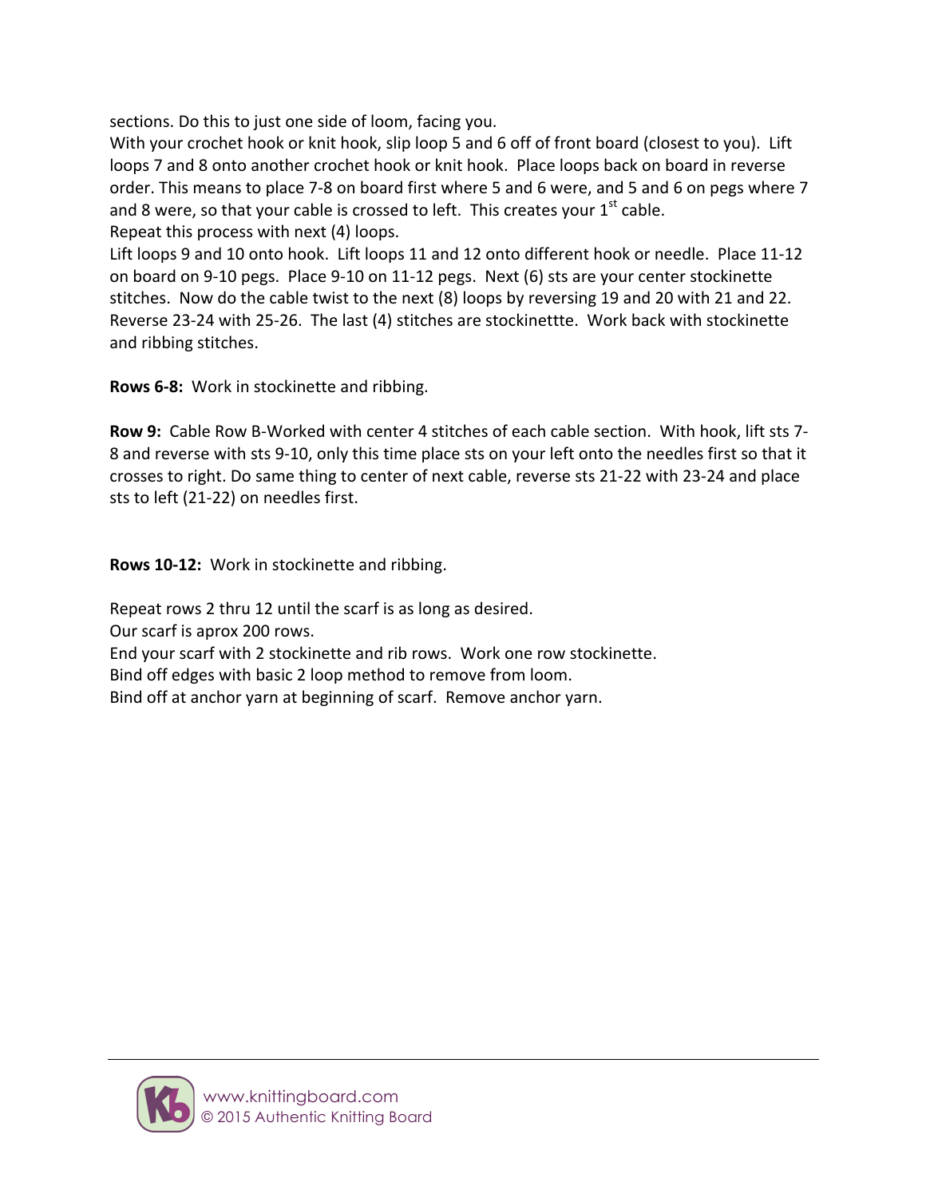sections. Do this to just one side of loom, facing you.

With your crochet hook or knit hook, slip loop 5 and 6 off of front board (closest to you). Lift loops 7 and 8 onto another crochet hook or knit hook. Place loops back on board in reverse order. This means to place 7-8 on board first where 5 and 6 were, and 5 and 6 on pegs where 7 and 8 were, so that your cable is crossed to left. This creates your 1st cable.

Repeat this process with next (4) loops.

Lift loops 9 and 10 onto hook. Lift loops 11 and 12 onto different hook or needle. Place 11-12 on board on 9-10 pegs. Place 9-10 on 11-12 pegs. Next (6) sts are your center stockinette stitches. Now do the cable twist to the next (8) loops by reversing 19 and 20 with 21 and 22. Reverse 23-24 with 25-26. The last (4) stitches are stockinettte. Work back with stockinette and ribbing stitches.

**Rows 6-8:** Work in stockinette and ribbing.

**Row 9:** Cable Row B-Worked with center 4 stitches of each cable section. With hook, lift sts 7-8 and reverse with sts 9-10, only this time place sts on your left onto the needles first so that it crosses to right. Do same thing to center of next cable, reverse sts 21-22 with 23-24 and place sts to left (21-22) on needles first.

**Rows 10-12:** Work in stockinette and ribbing.

Repeat rows 2 thru 12 until the scarf is as long as desired.
Our scarf is aprox 200 rows.
End your scarf with 2 stockinette and rib rows. Work one row stockinette.
Bind off edges with basic 2 loop method to remove from loom.
Bind off at anchor yarn at beginning of scarf. Remove anchor yarn.